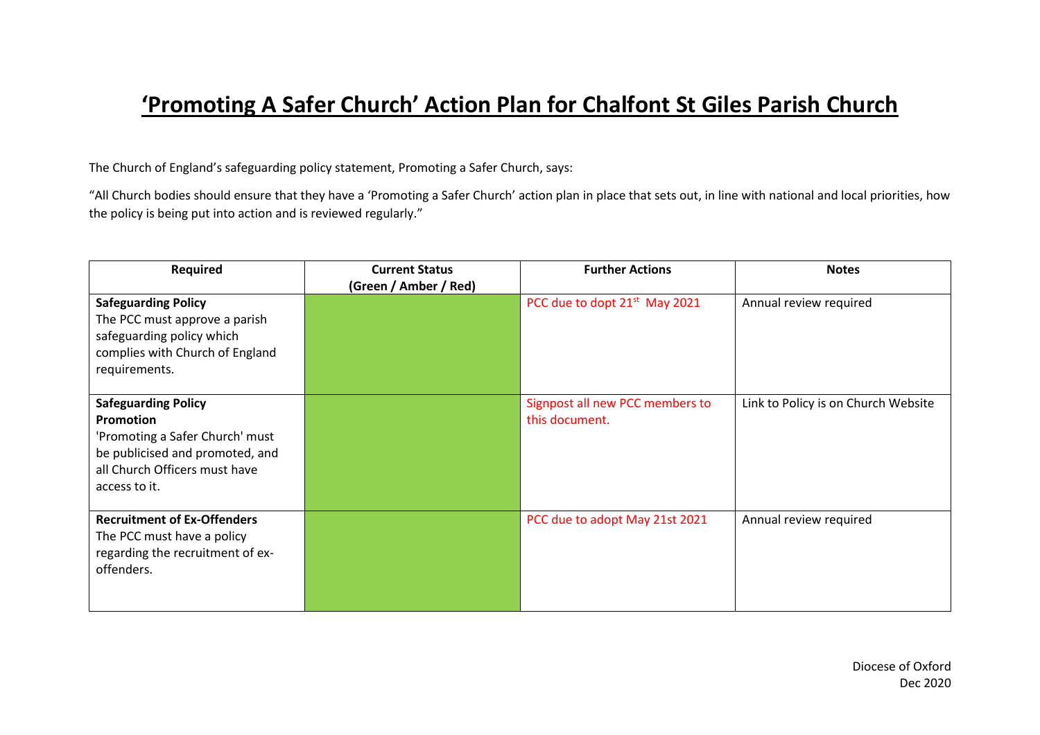# 'Promoting A Safer Church' Action Plan for Chalfont St Giles Parish Church

The Church of England's safeguarding policy statement, Promoting a Safer Church, says:

"All Church bodies should ensure that they have a 'Promoting a Safer Church' action plan in place that sets out, in line with national and local priorities, how the policy is being put into action and is reviewed regularly."

| Required | Current Status (Green / Amber / Red) | Further Actions | Notes |
|---|---|---|---|
| **Safeguarding Policy** The PCC must approve a parish safeguarding policy which complies with Church of England requirements. | | PCC due to dopt 21st May 2021 | Annual review required |
| **Safeguarding Policy Promotion** 'Promoting a Safer Church' must be publicised and promoted, and all Church Officers must have access to it. | | Signpost all new PCC members to this document. | Link to Policy is on Church Website |
| **Recruitment of Ex-Offenders** The PCC must have a policy regarding the recruitment of ex-offenders. | | PCC due to adopt May 21st 2021 | Annual review required |

Diocese of Oxford
Dec 2020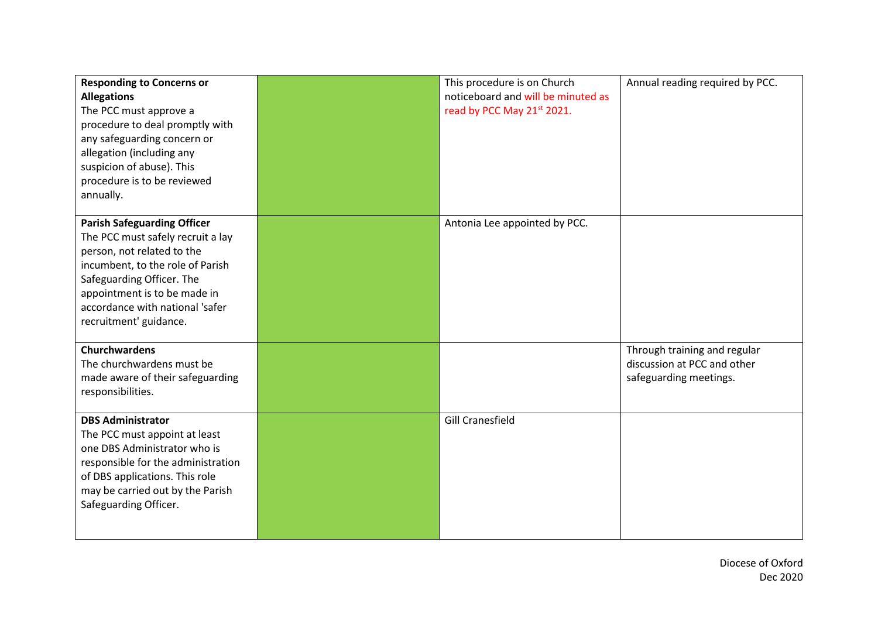| | | | |
|---|---|---|---|
| **Responding to Concerns or Allegations** The PCC must approve a procedure to deal promptly with any safeguarding concern or allegation (including any suspicion of abuse). This procedure is to be reviewed annually. | | This procedure is on Church noticeboard and will be minuted as read by PCC May 21st 2021. | Annual reading required by PCC. |
| **Parish Safeguarding Officer** The PCC must safely recruit a lay person, not related to the incumbent, to the role of Parish Safeguarding Officer. The appointment is to be made in accordance with national 'safer recruitment' guidance. | | Antonia Lee appointed by PCC. | |
| **Churchwardens** The churchwardens must be made aware of their safeguarding responsibilities. | | | Through training and regular discussion at PCC and other safeguarding meetings. |
| **DBS Administrator** The PCC must appoint at least one DBS Administrator who is responsible for the administration of DBS applications. This role may be carried out by the Parish Safeguarding Officer. | | Gill Cranesfield | |

Diocese of Oxford
Dec 2020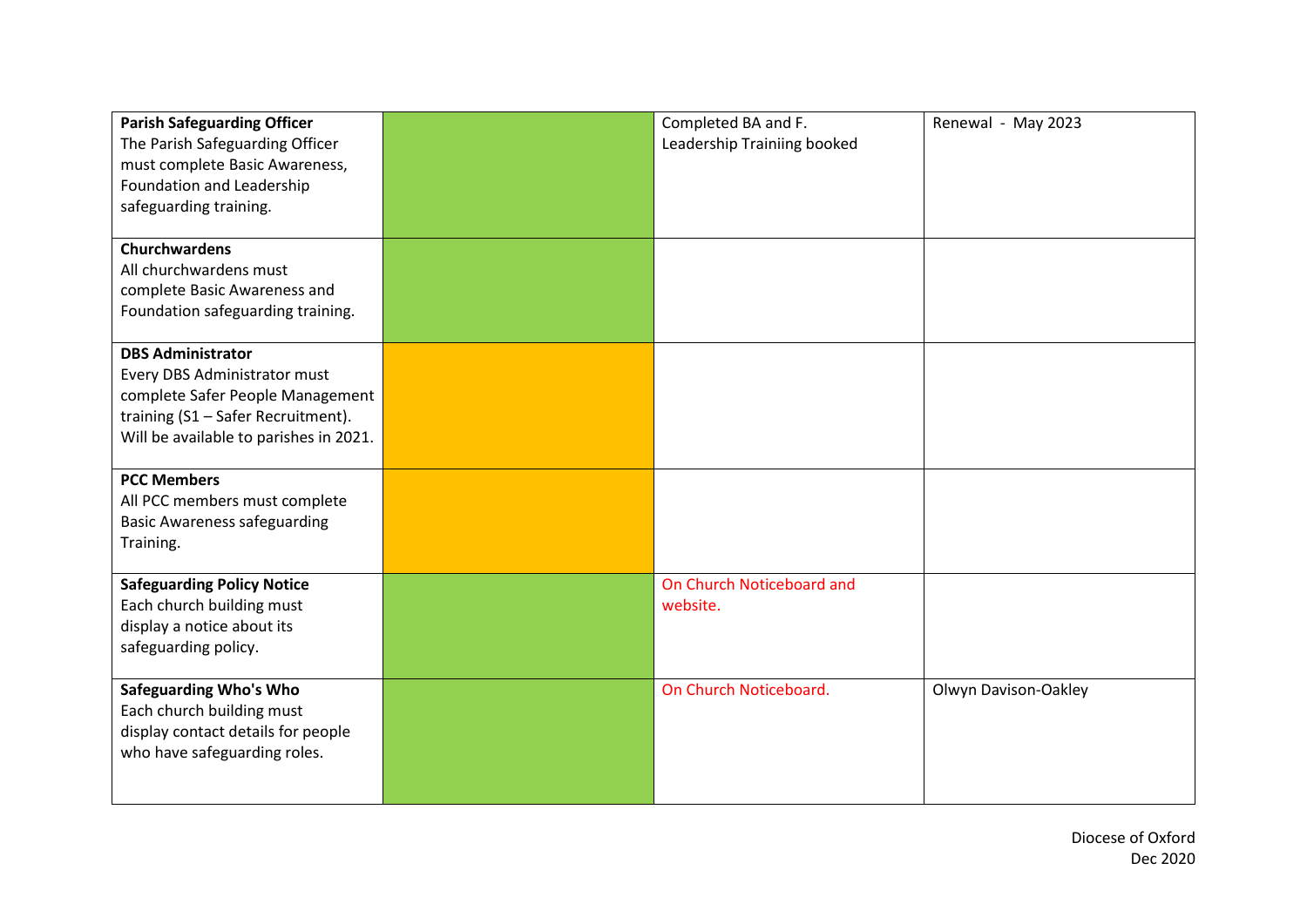| | | | |
|---|---|---|---|
| **Parish Safeguarding Officer**<br>The Parish Safeguarding Officer must complete Basic Awareness, Foundation and Leadership safeguarding training. | | Completed BA and F.<br>Leadership Trainiing booked | Renewal - May 2023 |
| **Churchwardens**<br>All churchwardens must complete Basic Awareness and Foundation safeguarding training. | | | |
| **DBS Administrator**<br>Every DBS Administrator must complete Safer People Management training (S1 – Safer Recruitment). Will be available to parishes in 2021. | | | |
| **PCC Members**<br>All PCC members must complete Basic Awareness safeguarding Training. | | | |
| **Safeguarding Policy Notice**<br>Each church building must display a notice about its safeguarding policy. | | On Church Noticeboard and website. | |
| **Safeguarding Who's Who**<br>Each church building must display contact details for people who have safeguarding roles. | | On Church Noticeboard. | Olwyn Davison-Oakley |

Diocese of Oxford
Dec 2020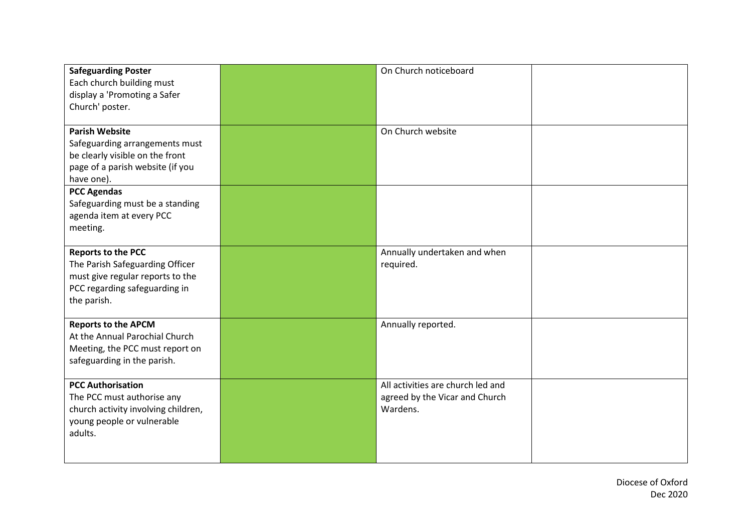| | | | |
|---|---|---|---|
| **Safeguarding Poster**<br>Each church building must display a 'Promoting a Safer Church' poster. | | On Church noticeboard | |
| **Parish Website**<br>Safeguarding arrangements must be clearly visible on the front page of a parish website (if you have one). | | On Church website | |
| **PCC Agendas**<br>Safeguarding must be a standing agenda item at every PCC meeting. | | | |
| **Reports to the PCC**<br>The Parish Safeguarding Officer must give regular reports to the PCC regarding safeguarding in the parish. | | Annually undertaken and when required. | |
| **Reports to the APCM**<br>At the Annual Parochial Church Meeting, the PCC must report on safeguarding in the parish. | | Annually reported. | |
| **PCC Authorisation**<br>The PCC must authorise any church activity involving children, young people or vulnerable adults. | | All activities are church led and agreed by the Vicar and Church Wardens. | |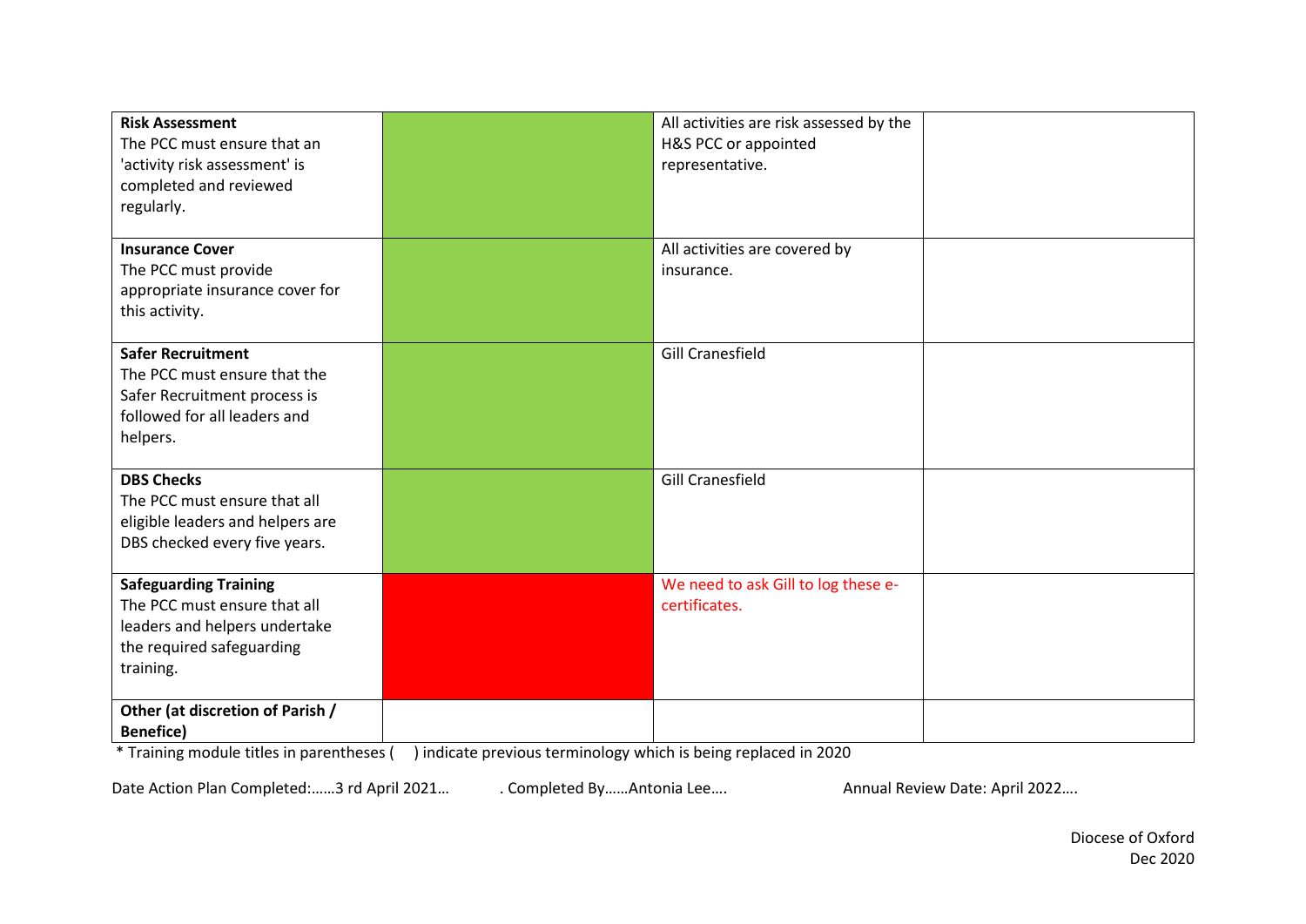| | | | |
|---|---|---|---|
| **Risk Assessment** The PCC must ensure that an 'activity risk assessment' is completed and reviewed regularly. | | All activities are risk assessed by the H&S PCC or appointed representative. | |
| **Insurance Cover** The PCC must provide appropriate insurance cover for this activity. | | All activities are covered by insurance. | |
| **Safer Recruitment** The PCC must ensure that the Safer Recruitment process is followed for all leaders and helpers. | | Gill Cranesfield | |
| **DBS Checks** The PCC must ensure that all eligible leaders and helpers are DBS checked every five years. | | Gill Cranesfield | |
| **Safeguarding Training** The PCC must ensure that all leaders and helpers undertake the required safeguarding training. | | We need to ask Gill to log these e-certificates. | |
| **Other (at discretion of Parish / Benefice)** | | | |

* Training module titles in parentheses (    ) indicate previous terminology which is being replaced in 2020

Date Action Plan Completed:……3 rd April 2021…    . Completed By……Antonia Lee….    Annual Review Date: April 2022….

Diocese of Oxford
Dec 2020